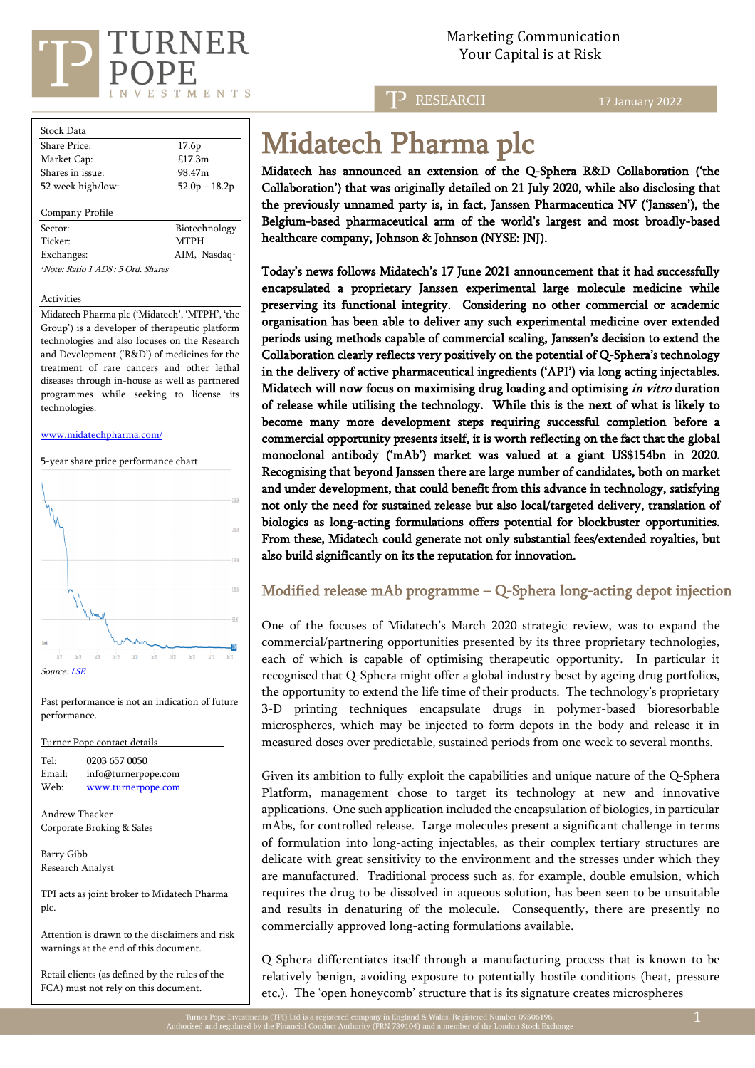Marketing Communication
Your Capital is at Risk

RESEARCH 17 January 2022

# Midatech Pharma plc

**Midatech has announced an extension of the Q-Sphera R&D Collaboration ('the Collaboration') that was originally detailed on 21 July 2020, while also disclosing that the previously unnamed party is, in fact, Janssen Pharmaceutica NV ('Janssen'), the Belgium-based pharmaceutical arm of the world's largest and most broadly-based healthcare company, Johnson & Johnson (NYSE: JNJ).**

**Today's news follows Midatech's 17 June 2021 announcement that it had successfully encapsulated a proprietary Janssen experimental large molecule medicine while preserving its functional integrity. Considering no other commercial or academic organisation has been able to deliver any such experimental medicine over extended periods using methods capable of commercial scaling, Janssen's decision to extend the Collaboration clearly reflects very positively on the potential of Q-Sphera's technology in the delivery of active pharmaceutical ingredients ('API') via long acting injectables. Midatech will now focus on maximising drug loading and optimising *in vitro* duration of release while utilising the technology. While this is the next of what is likely to become many more development steps requiring successful completion before a commercial opportunity presents itself, it is worth reflecting on the fact that the global monoclonal antibody ('mAb') market was valued at a giant US$154bn in 2020. Recognising that beyond Janssen there are large number of candidates, both on market and under development, that could benefit from this advance in technology, satisfying not only the need for sustained release but also local/targeted delivery, translation of biologics as long-acting formulations offers potential for blockbuster opportunities. From these, Midatech could generate not only substantial fees/extended royalties, but also build significantly on its the reputation for innovation.**

## Modified release mAb programme – Q-Sphera long-acting depot injection

One of the focuses of Midatech's March 2020 strategic review, was to expand the commercial/partnering opportunities presented by its three proprietary technologies, each of which is capable of optimising therapeutic opportunity. In particular it recognised that Q-Sphera might offer a global industry beset by ageing drug portfolios, the opportunity to extend the life time of their products. The technology's proprietary 3-D printing techniques encapsulate drugs in polymer-based bioresorbable microspheres, which may be injected to form depots in the body and release it in measured doses over predictable, sustained periods from one week to several months.

Given its ambition to fully exploit the capabilities and unique nature of the Q-Sphera Platform, management chose to target its technology at new and innovative applications. One such application included the encapsulation of biologics, in particular mAbs, for controlled release. Large molecules present a significant challenge in terms of formulation into long-acting injectables, as their complex tertiary structures are delicate with great sensitivity to the environment and the stresses under which they are manufactured. Traditional process such as, for example, double emulsion, which requires the drug to be dissolved in aqueous solution, has been seen to be unsuitable and results in denaturing of the molecule. Consequently, there are presently no commercially approved long-acting formulations available.

Q-Sphera differentiates itself through a manufacturing process that is known to be relatively benign, avoiding exposure to potentially hostile conditions (heat, pressure etc.). The 'open honeycomb' structure that is its signature creates microspheres

---

| Stock Data | |
|---|---|
| Share Price: | 17.6p |
| Market Cap: | £17.3m |
| Shares in issue: | 98.47m |
| 52 week high/low: | 52.0p – 18.2p |

| Company Profile | |
|---|---|
| Sector: | Biotechnology |
| Ticker: | MTPH |
| Exchanges: | AIM, Nasdaq[1] |

*[1]Note: Ratio 1 ADS : 5 Ord. Shares*

**Activities**

Midatech Pharma plc ('Midatech', 'MTPH', 'the Group') is a developer of therapeutic platform technologies and also focuses on the Research and Development ('R&D') of medicines for the treatment of rare cancers and other lethal diseases through in-house as well as partnered programmes while seeking to license its technologies.

www.midatechpharma.com/

5-year share price performance chart

Source: LSE

Past performance is not an indication of future performance.

**Turner Pope contact details**

Tel: 0203 657 0050
Email: info@turnerpope.com
Web: www.turnerpope.com

Andrew Thacker
Corporate Broking & Sales

Barry Gibb
Research Analyst

TPI acts as joint broker to Midatech Pharma plc.

Attention is drawn to the disclaimers and risk warnings at the end of this document.

Retail clients (as defined by the rules of the FCA) must not rely on this document.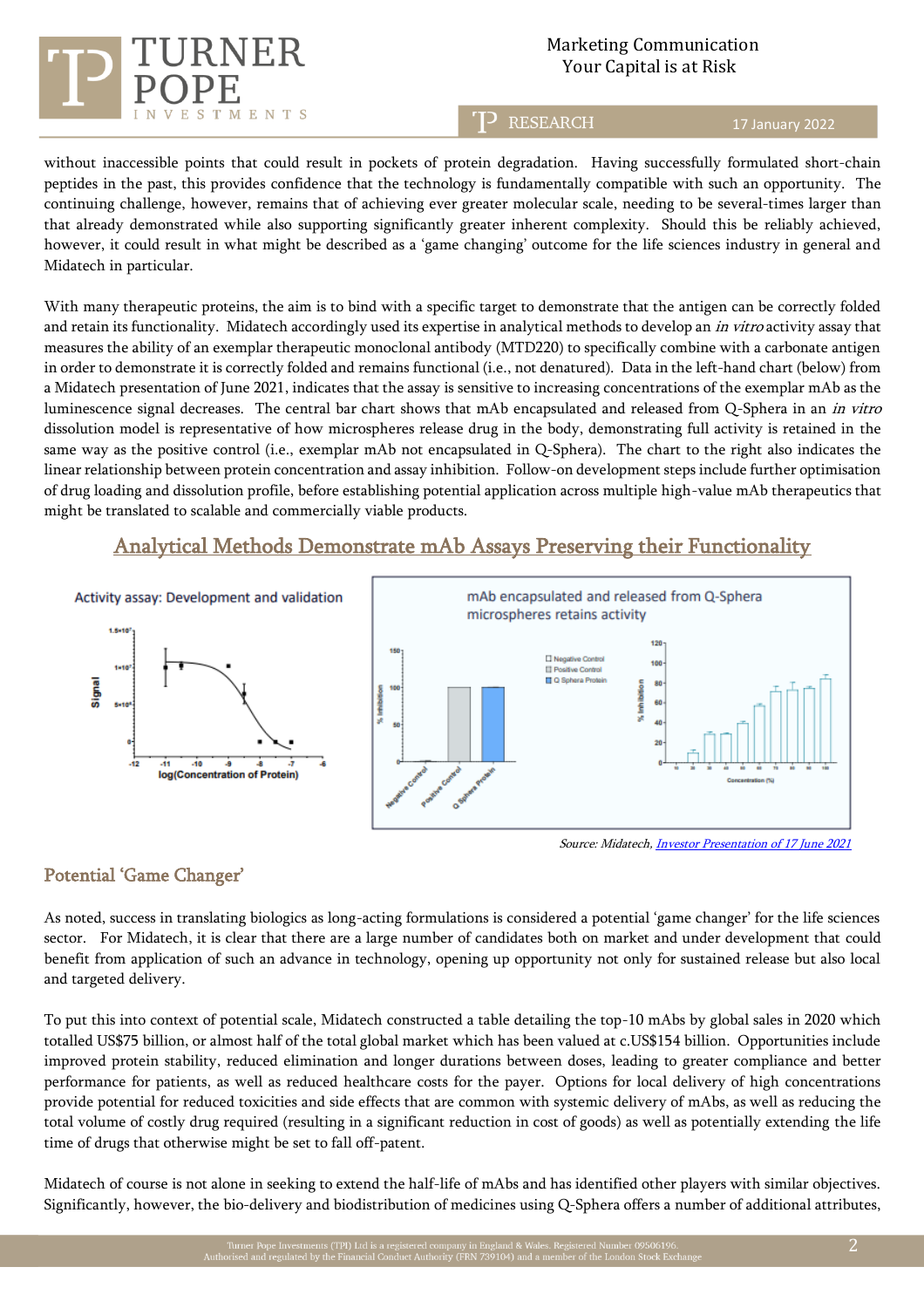without inaccessible points that could result in pockets of protein degradation. Having successfully formulated short-chain peptides in the past, this provides confidence that the technology is fundamentally compatible with such an opportunity. The continuing challenge, however, remains that of achieving ever greater molecular scale, needing to be several-times larger than that already demonstrated while also supporting significantly greater inherent complexity. Should this be reliably achieved, however, it could result in what might be described as a 'game changing' outcome for the life sciences industry in general and Midatech in particular.

With many therapeutic proteins, the aim is to bind with a specific target to demonstrate that the antigen can be correctly folded and retain its functionality. Midatech accordingly used its expertise in analytical methods to develop an *in vitro* activity assay that measures the ability of an exemplar therapeutic monoclonal antibody (MTD220) to specifically combine with a carbonate antigen in order to demonstrate it is correctly folded and remains functional (i.e., not denatured). Data in the left-hand chart (below) from a Midatech presentation of June 2021, indicates that the assay is sensitive to increasing concentrations of the exemplar mAb as the luminescence signal decreases. The central bar chart shows that mAb encapsulated and released from Q-Sphera in an *in vitro* dissolution model is representative of how microspheres release drug in the body, demonstrating full activity is retained in the same way as the positive control (i.e., exemplar mAb not encapsulated in Q-Sphera). The chart to the right also indicates the linear relationship between protein concentration and assay inhibition. Follow-on development steps include further optimisation of drug loading and dissolution profile, before establishing potential application across multiple high-value mAb therapeutics that might be translated to scalable and commercially viable products.

## Analytical Methods Demonstrate mAb Assays Preserving their Functionality

Activity assay: Development and validation

mAb encapsulated and released from Q-Sphera microspheres retains activity

*Source: Midatech, Investor Presentation of 17 June 2021*

## Potential 'Game Changer'

As noted, success in translating biologics as long-acting formulations is considered a potential 'game changer' for the life sciences sector. For Midatech, it is clear that there are a large number of candidates both on market and under development that could benefit from application of such an advance in technology, opening up opportunity not only for sustained release but also local and targeted delivery.

To put this into context of potential scale, Midatech constructed a table detailing the top-10 mAbs by global sales in 2020 which totalled US$75 billion, or almost half of the total global market which has been valued at c.US$154 billion. Opportunities include improved protein stability, reduced elimination and longer durations between doses, leading to greater compliance and better performance for patients, as well as reduced healthcare costs for the payer. Options for local delivery of high concentrations provide potential for reduced toxicities and side effects that are common with systemic delivery of mAbs, as well as reducing the total volume of costly drug required (resulting in a significant reduction in cost of goods) as well as potentially extending the life time of drugs that otherwise might be set to fall off-patent.

Midatech of course is not alone in seeking to extend the half-life of mAbs and has identified other players with similar objectives. Significantly, however, the bio-delivery and biodistribution of medicines using Q-Sphera offers a number of additional attributes,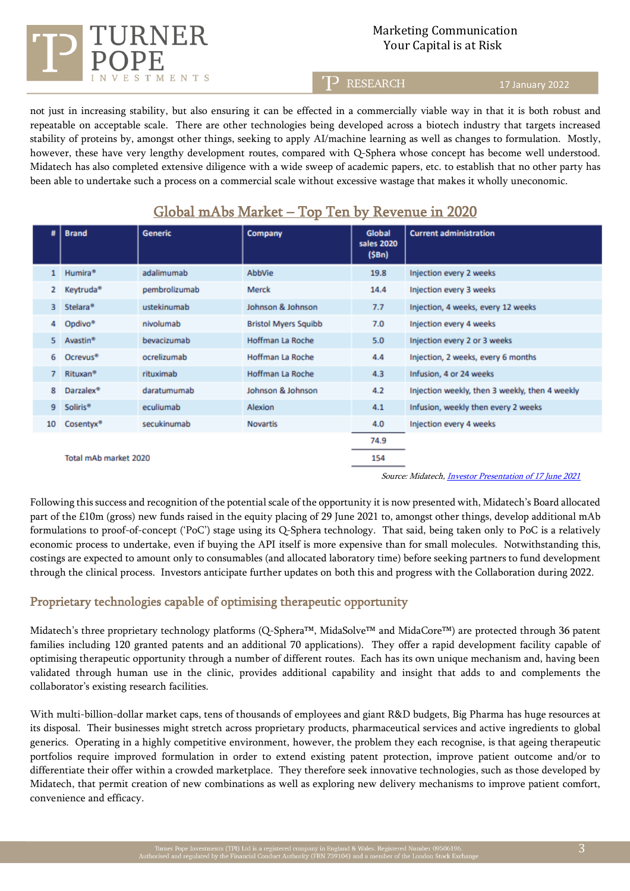not just in increasing stability, but also ensuring it can be effected in a commercially viable way in that it is both robust and repeatable on acceptable scale. There are other technologies being developed across a biotech industry that targets increased stability of proteins by, amongst other things, seeking to apply AI/machine learning as well as changes to formulation. Mostly, however, these have very lengthy development routes, compared with Q-Sphera whose concept has become well understood. Midatech has also completed extensive diligence with a wide sweep of academic papers, etc. to establish that no other party has been able to undertake such a process on a commercial scale without excessive wastage that makes it wholly uneconomic.

## Global mAbs Market – Top Ten by Revenue in 2020

| # | Brand | Generic | Company | Global sales 2020 ($Bn) | Current administration |
|---|---|---|---|---|---|
| 1 | Humira® | adalimumab | AbbVie | 19.8 | Injection every 2 weeks |
| 2 | Keytruda® | pembrolizumab | Merck | 14.4 | Injection every 3 weeks |
| 3 | Stelara® | ustekinumab | Johnson & Johnson | 7.7 | Injection, 4 weeks, every 12 weeks |
| 4 | Opdivo® | nivolumab | Bristol Myers Squibb | 7.0 | Injection every 4 weeks |
| 5 | Avastin® | bevacizumab | Hoffman La Roche | 5.0 | Injection every 2 or 3 weeks |
| 6 | Ocrevus® | ocrelizumab | Hoffman La Roche | 4.4 | Injection, 2 weeks, every 6 months |
| 7 | Rituxan® | rituximab | Hoffman La Roche | 4.3 | Infusion, 4 or 24 weeks |
| 8 | Darzalex® | daratumumab | Johnson & Johnson | 4.2 | Injection weekly, then 3 weekly, then 4 weekly |
| 9 | Soliris® | eculiumab | Alexion | 4.1 | Infusion, weekly then every 2 weeks |
| 10 | Cosentyx® | secukinumab | Novartis | 4.0 | Injection every 4 weeks |
| | | | | 74.9 | |
| | Total mAb market 2020 | | | 154 | |

*Source: Midatech, Investor Presentation of 17 June 2021*

Following this success and recognition of the potential scale of the opportunity it is now presented with, Midatech's Board allocated part of the £10m (gross) new funds raised in the equity placing of 29 June 2021 to, amongst other things, develop additional mAb formulations to proof-of-concept ('PoC') stage using its Q-Sphera technology. That said, being taken only to PoC is a relatively economic process to undertake, even if buying the API itself is more expensive than for small molecules. Notwithstanding this, costings are expected to amount only to consumables (and allocated laboratory time) before seeking partners to fund development through the clinical process. Investors anticipate further updates on both this and progress with the Collaboration during 2022.

## Proprietary technologies capable of optimising therapeutic opportunity

Midatech's three proprietary technology platforms (Q-Sphera™, MidaSolve™ and MidaCore™) are protected through 36 patent families including 120 granted patents and an additional 70 applications). They offer a rapid development facility capable of optimising therapeutic opportunity through a number of different routes. Each has its own unique mechanism and, having been validated through human use in the clinic, provides additional capability and insight that adds to and complements the collaborator's existing research facilities.

With multi-billion-dollar market caps, tens of thousands of employees and giant R&D budgets, Big Pharma has huge resources at its disposal. Their businesses might stretch across proprietary products, pharmaceutical services and active ingredients to global generics. Operating in a highly competitive environment, however, the problem they each recognise, is that ageing therapeutic portfolios require improved formulation in order to extend existing patent protection, improve patient outcome and/or to differentiate their offer within a crowded marketplace. They therefore seek innovative technologies, such as those developed by Midatech, that permit creation of new combinations as well as exploring new delivery mechanisms to improve patient comfort, convenience and efficacy.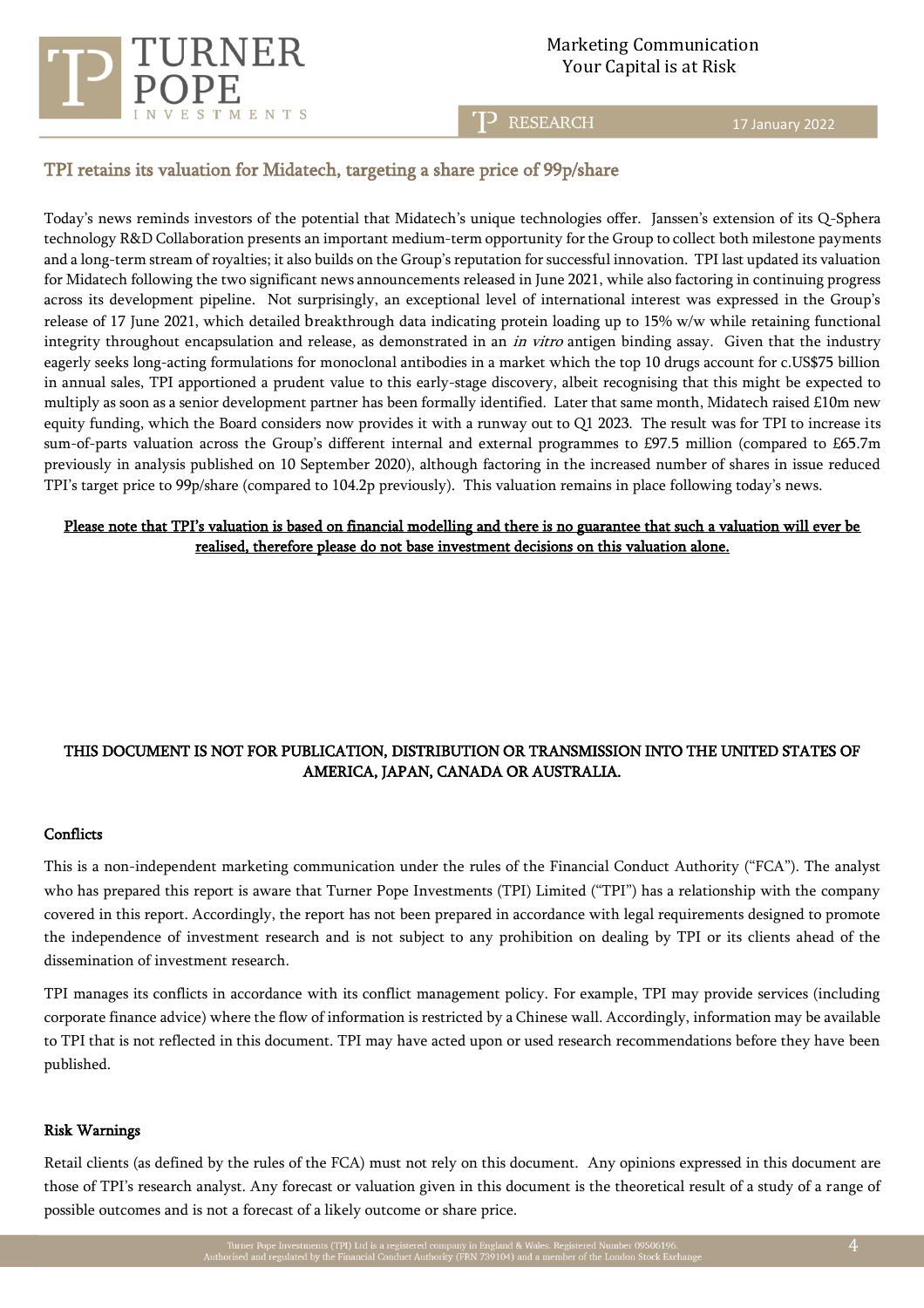## TPI retains its valuation for Midatech, targeting a share price of 99p/share

Today's news reminds investors of the potential that Midatech's unique technologies offer. Janssen's extension of its Q-Sphera technology R&D Collaboration presents an important medium-term opportunity for the Group to collect both milestone payments and a long-term stream of royalties; it also builds on the Group's reputation for successful innovation. TPI last updated its valuation for Midatech following the two significant news announcements released in June 2021, while also factoring in continuing progress across its development pipeline. Not surprisingly, an exceptional level of international interest was expressed in the Group's release of 17 June 2021, which detailed breakthrough data indicating protein loading up to 15% w/w while retaining functional integrity throughout encapsulation and release, as demonstrated in an *in vitro* antigen binding assay. Given that the industry eagerly seeks long-acting formulations for monoclonal antibodies in a market which the top 10 drugs account for c.US$75 billion in annual sales, TPI apportioned a prudent value to this early-stage discovery, albeit recognising that this might be expected to multiply as soon as a senior development partner has been formally identified. Later that same month, Midatech raised £10m new equity funding, which the Board considers now provides it with a runway out to Q1 2023. The result was for TPI to increase its sum-of-parts valuation across the Group's different internal and external programmes to £97.5 million (compared to £65.7m previously in analysis published on 10 September 2020), although factoring in the increased number of shares in issue reduced TPI's target price to 99p/share (compared to 104.2p previously). This valuation remains in place following today's news.

**Please note that TPI's valuation is based on financial modelling and there is no guarantee that such a valuation will ever be realised, therefore please do not base investment decisions on this valuation alone.**

**THIS DOCUMENT IS NOT FOR PUBLICATION, DISTRIBUTION OR TRANSMISSION INTO THE UNITED STATES OF AMERICA, JAPAN, CANADA OR AUSTRALIA.**

### Conflicts

This is a non-independent marketing communication under the rules of the Financial Conduct Authority ("FCA"). The analyst who has prepared this report is aware that Turner Pope Investments (TPI) Limited ("TPI") has a relationship with the company covered in this report. Accordingly, the report has not been prepared in accordance with legal requirements designed to promote the independence of investment research and is not subject to any prohibition on dealing by TPI or its clients ahead of the dissemination of investment research.

TPI manages its conflicts in accordance with its conflict management policy. For example, TPI may provide services (including corporate finance advice) where the flow of information is restricted by a Chinese wall. Accordingly, information may be available to TPI that is not reflected in this document. TPI may have acted upon or used research recommendations before they have been published.

### Risk Warnings

Retail clients (as defined by the rules of the FCA) must not rely on this document. Any opinions expressed in this document are those of TPI's research analyst. Any forecast or valuation given in this document is the theoretical result of a study of a range of possible outcomes and is not a forecast of a likely outcome or share price.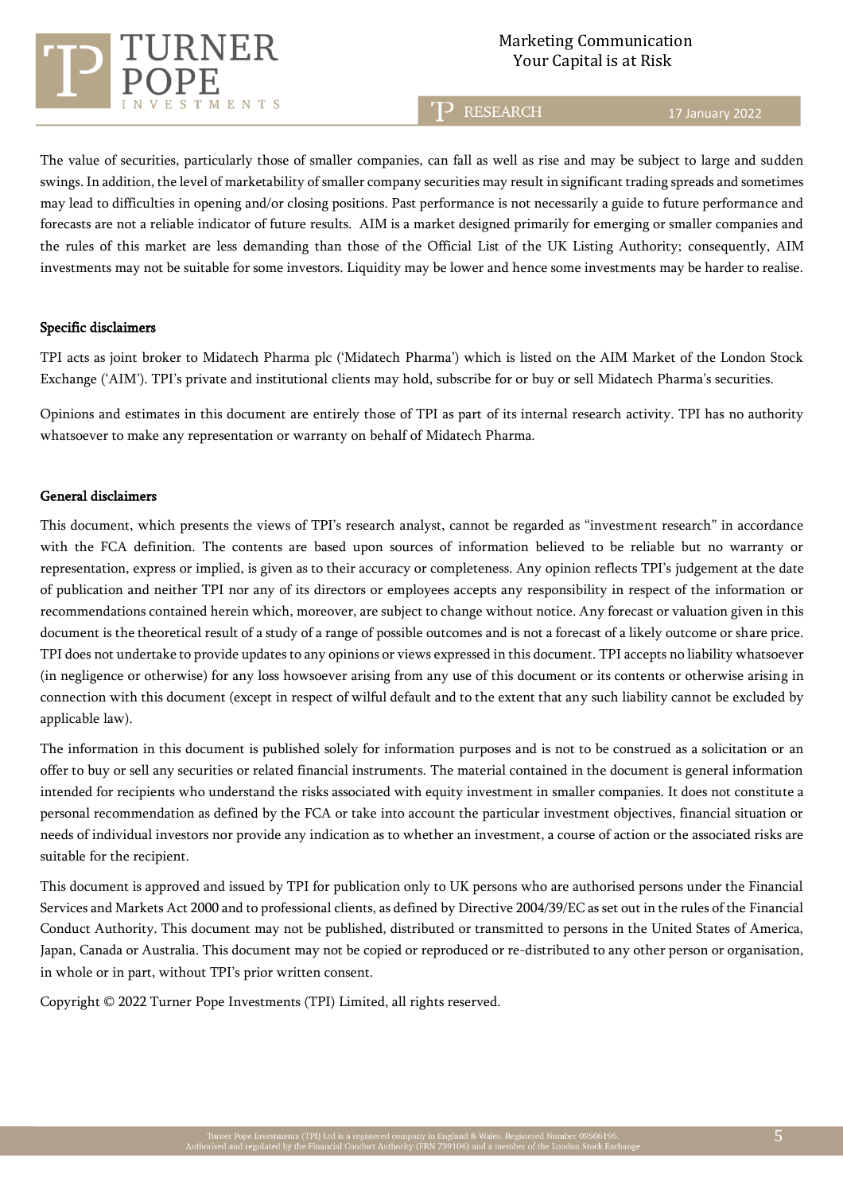The value of securities, particularly those of smaller companies, can fall as well as rise and may be subject to large and sudden swings. In addition, the level of marketability of smaller company securities may result in significant trading spreads and sometimes may lead to difficulties in opening and/or closing positions. Past performance is not necessarily a guide to future performance and forecasts are not a reliable indicator of future results. AIM is a market designed primarily for emerging or smaller companies and the rules of this market are less demanding than those of the Official List of the UK Listing Authority; consequently, AIM investments may not be suitable for some investors. Liquidity may be lower and hence some investments may be harder to realise.

## Specific disclaimers

TPI acts as joint broker to Midatech Pharma plc ('Midatech Pharma') which is listed on the AIM Market of the London Stock Exchange ('AIM'). TPI's private and institutional clients may hold, subscribe for or buy or sell Midatech Pharma's securities.

Opinions and estimates in this document are entirely those of TPI as part of its internal research activity. TPI has no authority whatsoever to make any representation or warranty on behalf of Midatech Pharma.

## General disclaimers

This document, which presents the views of TPI's research analyst, cannot be regarded as "investment research" in accordance with the FCA definition. The contents are based upon sources of information believed to be reliable but no warranty or representation, express or implied, is given as to their accuracy or completeness. Any opinion reflects TPI's judgement at the date of publication and neither TPI nor any of its directors or employees accepts any responsibility in respect of the information or recommendations contained herein which, moreover, are subject to change without notice. Any forecast or valuation given in this document is the theoretical result of a study of a range of possible outcomes and is not a forecast of a likely outcome or share price. TPI does not undertake to provide updates to any opinions or views expressed in this document. TPI accepts no liability whatsoever (in negligence or otherwise) for any loss howsoever arising from any use of this document or its contents or otherwise arising in connection with this document (except in respect of wilful default and to the extent that any such liability cannot be excluded by applicable law).

The information in this document is published solely for information purposes and is not to be construed as a solicitation or an offer to buy or sell any securities or related financial instruments. The material contained in the document is general information intended for recipients who understand the risks associated with equity investment in smaller companies. It does not constitute a personal recommendation as defined by the FCA or take into account the particular investment objectives, financial situation or needs of individual investors nor provide any indication as to whether an investment, a course of action or the associated risks are suitable for the recipient.

This document is approved and issued by TPI for publication only to UK persons who are authorised persons under the Financial Services and Markets Act 2000 and to professional clients, as defined by Directive 2004/39/EC as set out in the rules of the Financial Conduct Authority. This document may not be published, distributed or transmitted to persons in the United States of America, Japan, Canada or Australia. This document may not be copied or reproduced or re-distributed to any other person or organisation, in whole or in part, without TPI's prior written consent.

Copyright © 2022 Turner Pope Investments (TPI) Limited, all rights reserved.